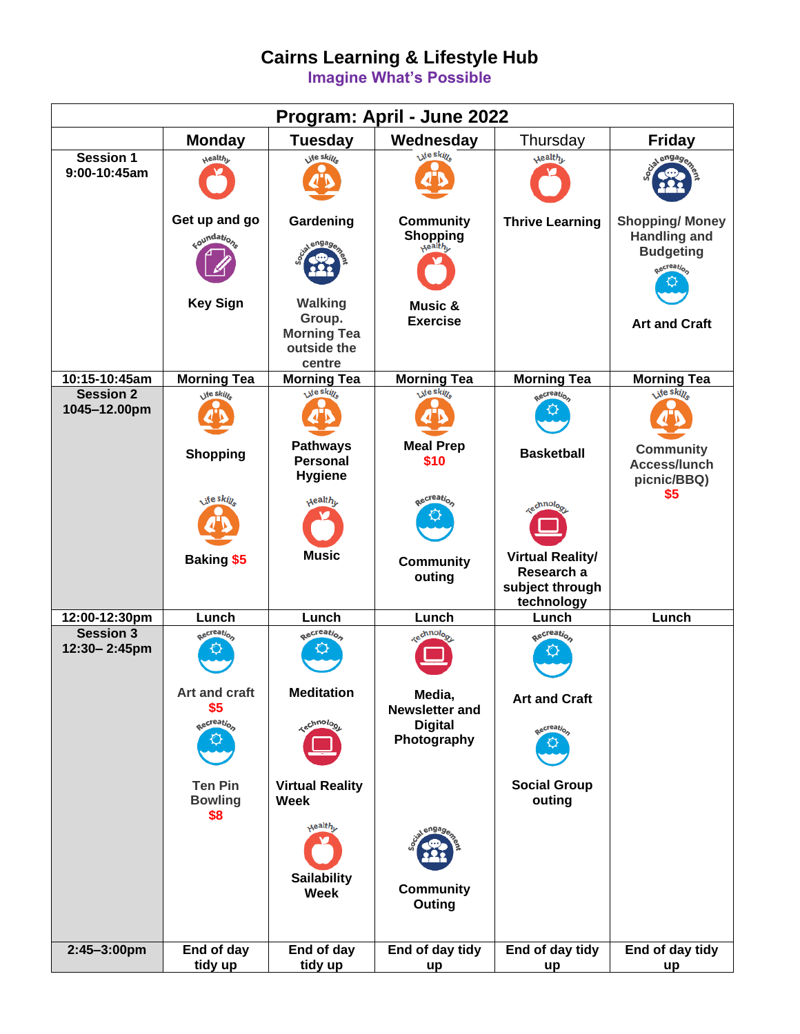# Cairns Learning & Lifestyle Hub

## Imagine What's Possible

| Program: April - June 2022 | | | | | |
|---|---|---|---|---|---|
| | **Monday** | **Tuesday** | **Wednesday** | Thursday | **Friday** |
| **Session 1 9:00-10:45am** | Healthy: Get up and go<br>Foundations: Key Sign | Life skills: Gardening<br>Social engagement: Walking Group. Morning Tea outside the centre | Life skills: Community Shopping<br>Healthy: Music & Exercise | Healthy: Thrive Learning | Social engagement: Shopping/ Money Handling and Budgeting<br>Recreation: Art and Craft |
| **10:15-10:45am** | **Morning Tea** | **Morning Tea** | **Morning Tea** | **Morning Tea** | **Morning Tea** |
| **Session 2 1045–12.00pm** | Life skills: Shopping<br>Life skills: Baking $5 | Life skills: Pathways Personal Hygiene<br>Healthy: Music | Life skills: Meal Prep $10<br>Recreation: Community outing | Recreation: Basketball<br>Technology: Virtual Reality/ Research a subject through technology | Life skills: Community Access/lunch picnic/BBQ) $5 |
| **12:00-12:30pm** | **Lunch** | **Lunch** | **Lunch** | **Lunch** | **Lunch** |
| **Session 3 12:30– 2:45pm** | Recreation: Art and craft $5<br>Recreation: Ten Pin Bowling $8 | Recreation: Meditation<br>Technology: Virtual Reality Week<br>Healthy: Sailability Week | Technology: Media, Newsletter and Digital Photography<br>Social engagement: Community Outing | Recreation: Art and Craft<br>Recreation: Social Group outing | |
| **2:45–3:00pm** | **End of day tidy up** | **End of day tidy up** | **End of day tidy up** | **End of day tidy up** | **End of day tidy up** |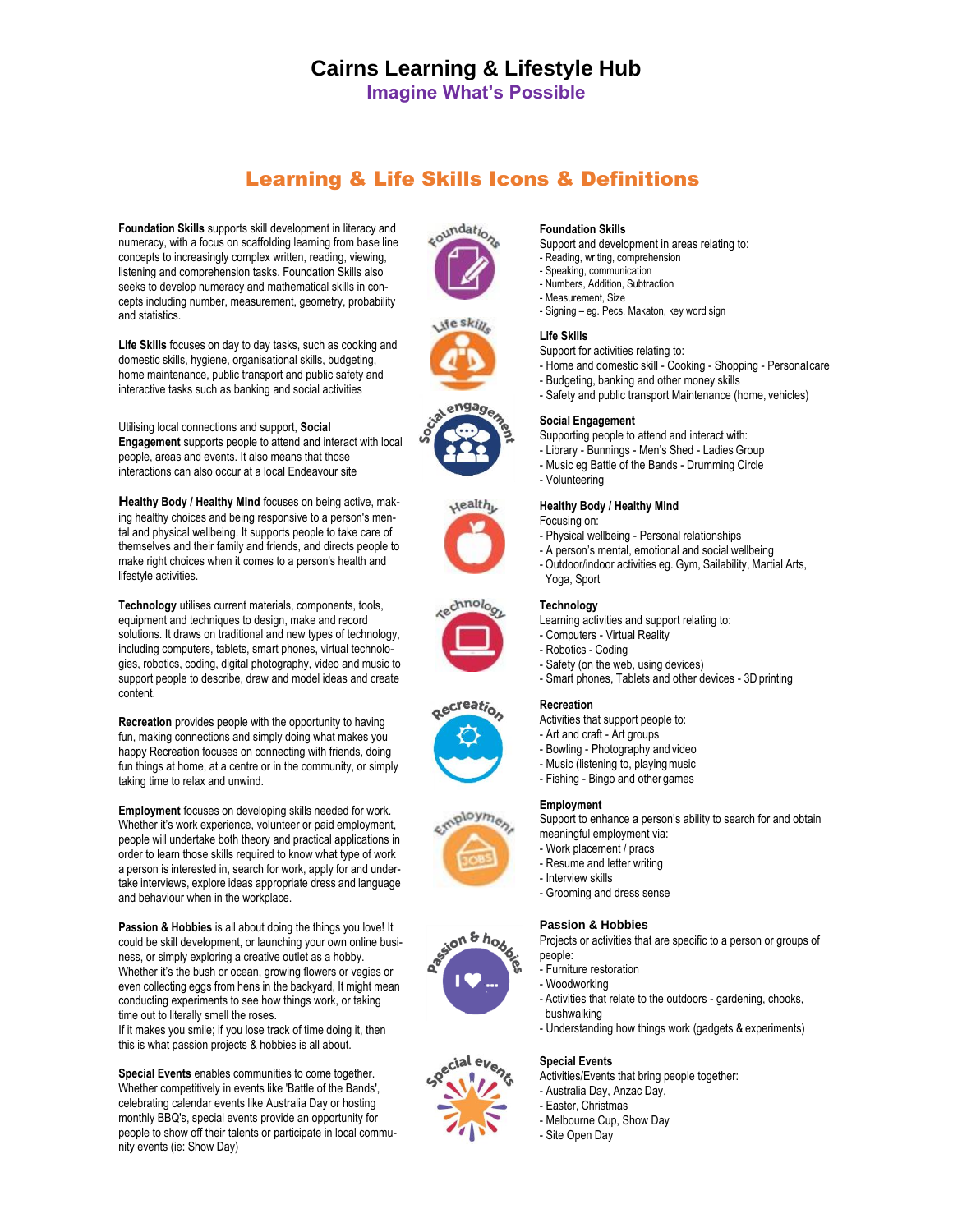# Cairns Learning & Lifestyle Hub

**Imagine What's Possible**

## Learning & Life Skills Icons & Definitions

**Foundation Skills** supports skill development in literacy and numeracy, with a focus on scaffolding learning from base line concepts to increasingly complex written, reading, viewing, listening and comprehension tasks. Foundation Skills also seeks to develop numeracy and mathematical skills in concepts including number, measurement, geometry, probability and statistics.

**Life Skills** focuses on day to day tasks, such as cooking and domestic skills, hygiene, organisational skills, budgeting, home maintenance, public transport and public safety and interactive tasks such as banking and social activities

Utilising local connections and support, **Social Engagement** supports people to attend and interact with local people, areas and events. It also means that those interactions can also occur at a local Endeavour site

**Healthy Body / Healthy Mind** focuses on being active, making healthy choices and being responsive to a person's mental and physical wellbeing. It supports people to take care of themselves and their family and friends, and directs people to make right choices when it comes to a person's health and lifestyle activities.

**Technology** utilises current materials, components, tools, equipment and techniques to design, make and record solutions. It draws on traditional and new types of technology, including computers, tablets, smart phones, virtual technologies, robotics, coding, digital photography, video and music to support people to describe, draw and model ideas and create content.

**Recreation** provides people with the opportunity to having fun, making connections and simply doing what makes you happy Recreation focuses on connecting with friends, doing fun things at home, at a centre or in the community, or simply taking time to relax and unwind.

**Employment** focuses on developing skills needed for work. Whether it's work experience, volunteer or paid employment, people will undertake both theory and practical applications in order to learn those skills required to know what type of work a person is interested in, search for work, apply for and undertake interviews, explore ideas appropriate dress and language and behaviour when in the workplace.

**Passion & Hobbies** is all about doing the things you love! It could be skill development, or launching your own online business, or simply exploring a creative outlet as a hobby. Whether it's the bush or ocean, growing flowers or vegies or even collecting eggs from hens in the backyard, It might mean conducting experiments to see how things work, or taking time out to literally smell the roses.
If it makes you smile; if you lose track of time doing it, then this is what passion projects & hobbies is all about.

**Special Events** enables communities to come together. Whether competitively in events like 'Battle of the Bands', celebrating calendar events like Australia Day or hosting monthly BBQ's, special events provide an opportunity for people to show off their talents or participate in local community events (ie: Show Day)

### Foundation Skills
Support and development in areas relating to:
- Reading, writing, comprehension
- Speaking, communication
- Numbers, Addition, Subtraction
- Measurement, Size
- Signing – eg. Pecs, Makaton, key word sign

### Life Skills
Support for activities relating to:
- Home and domestic skill - Cooking - Shopping - Personal care
- Budgeting, banking and other money skills
- Safety and public transport Maintenance (home, vehicles)

### Social Engagement
Supporting people to attend and interact with:
- Library - Bunnings - Men's Shed - Ladies Group
- Music eg Battle of the Bands - Drumming Circle
- Volunteering

### Healthy Body / Healthy Mind
Focusing on:
- Physical wellbeing - Personal relationships
- A person's mental, emotional and social wellbeing
- Outdoor/indoor activities eg. Gym, Sailability, Martial Arts, Yoga, Sport

### Technology
Learning activities and support relating to:
- Computers - Virtual Reality
- Robotics - Coding
- Safety (on the web, using devices)
- Smart phones, Tablets and other devices - 3D printing

### Recreation
Activities that support people to:
- Art and craft - Art groups
- Bowling - Photography and video
- Music (listening to, playing music
- Fishing - Bingo and other games

### Employment
Support to enhance a person's ability to search for and obtain meaningful employment via:
- Work placement / pracs
- Resume and letter writing
- Interview skills
- Grooming and dress sense

### Passion & Hobbies
Projects or activities that are specific to a person or groups of people:
- Furniture restoration
- Woodworking
- Activities that relate to the outdoors - gardening, chooks, bushwalking
- Understanding how things work (gadgets & experiments)

### Special Events
Activities/Events that bring people together:
- Australia Day, Anzac Day,
- Easter, Christmas
- Melbourne Cup, Show Day
- Site Open Day